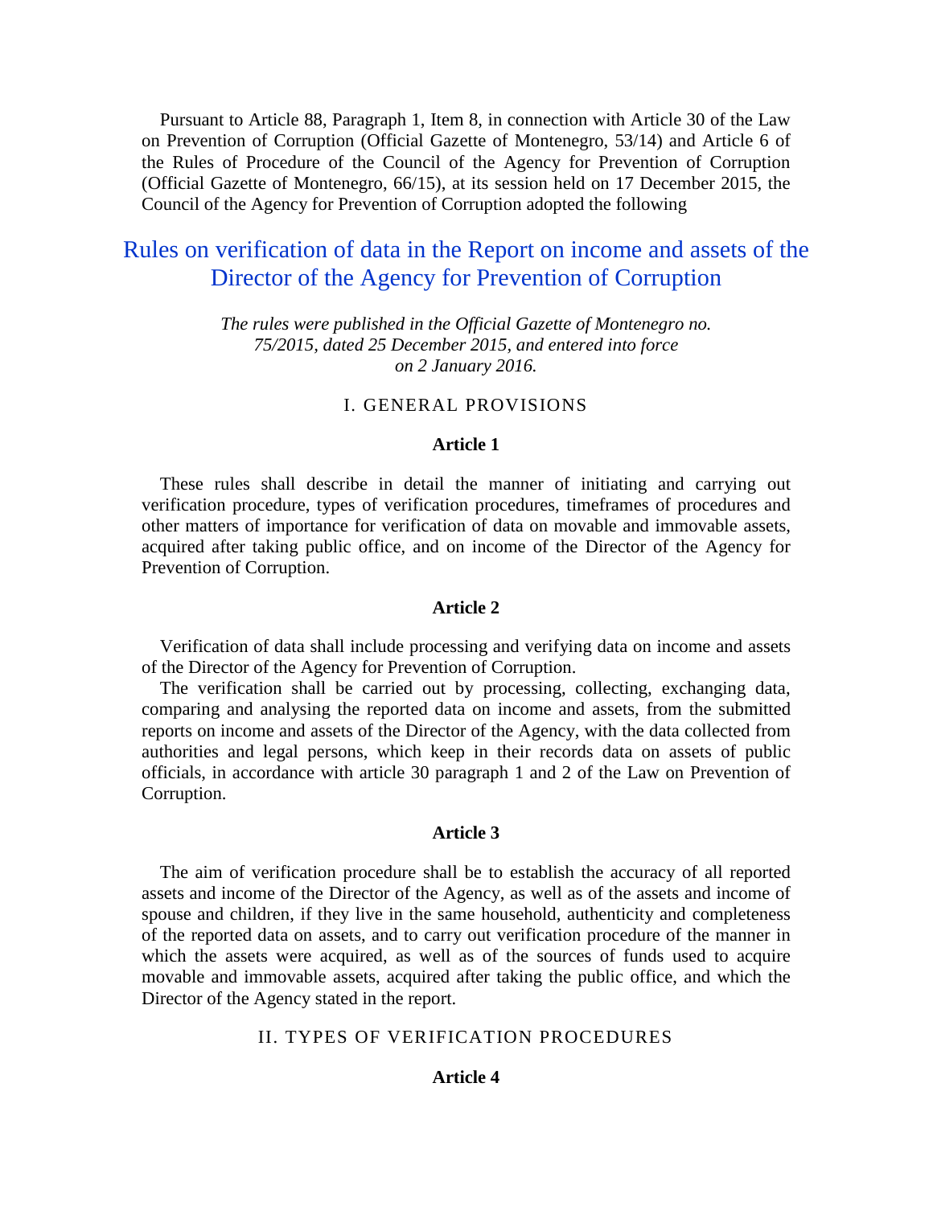Pursuant to Article 88, Paragraph 1, Item 8, in connection with Article 30 of the Law on Prevention of Corruption (Official Gazette of Montenegro, 53/14) and Article 6 of the Rules of Procedure of the Council of the Agency for Prevention of Corruption (Official Gazette of Montenegro, 66/15), at its session held on 17 December 2015, the Council of the Agency for Prevention of Corruption adopted the following

# Rules on verification of data in the Report on income and assets of the Director of the Agency for Prevention of Corruption

*The rules were published in the Official Gazette of Montenegro no. 75/2015, dated 25 December 2015, and entered into force on 2 January 2016.*

## I. GENERAL PROVISIONS

### Article 1

These rules shall describe in detail the manner of initiating and carrying out verification procedure, types of verification procedures, timeframes of procedures and other matters of importance for verification of data on movable and immovable assets, acquired after taking public office, and on income of the Director of the Agency for Prevention of Corruption.

### Article 2

Verification of data shall include processing and verifying data on income and assets of the Director of the Agency for Prevention of Corruption.

The verification shall be carried out by processing, collecting, exchanging data, comparing and analysing the reported data on income and assets, from the submitted reports on income and assets of the Director of the Agency, with the data collected from authorities and legal persons, which keep in their records data on assets of public officials, in accordance with article 30 paragraph 1 and 2 of the Law on Prevention of Corruption.

### Article 3

The aim of verification procedure shall be to establish the accuracy of all reported assets and income of the Director of the Agency, as well as of the assets and income of spouse and children, if they live in the same household, authenticity and completeness of the reported data on assets, and to carry out verification procedure of the manner in which the assets were acquired, as well as of the sources of funds used to acquire movable and immovable assets, acquired after taking the public office, and which the Director of the Agency stated in the report.

## II. TYPES OF VERIFICATION PROCEDURES

### Article 4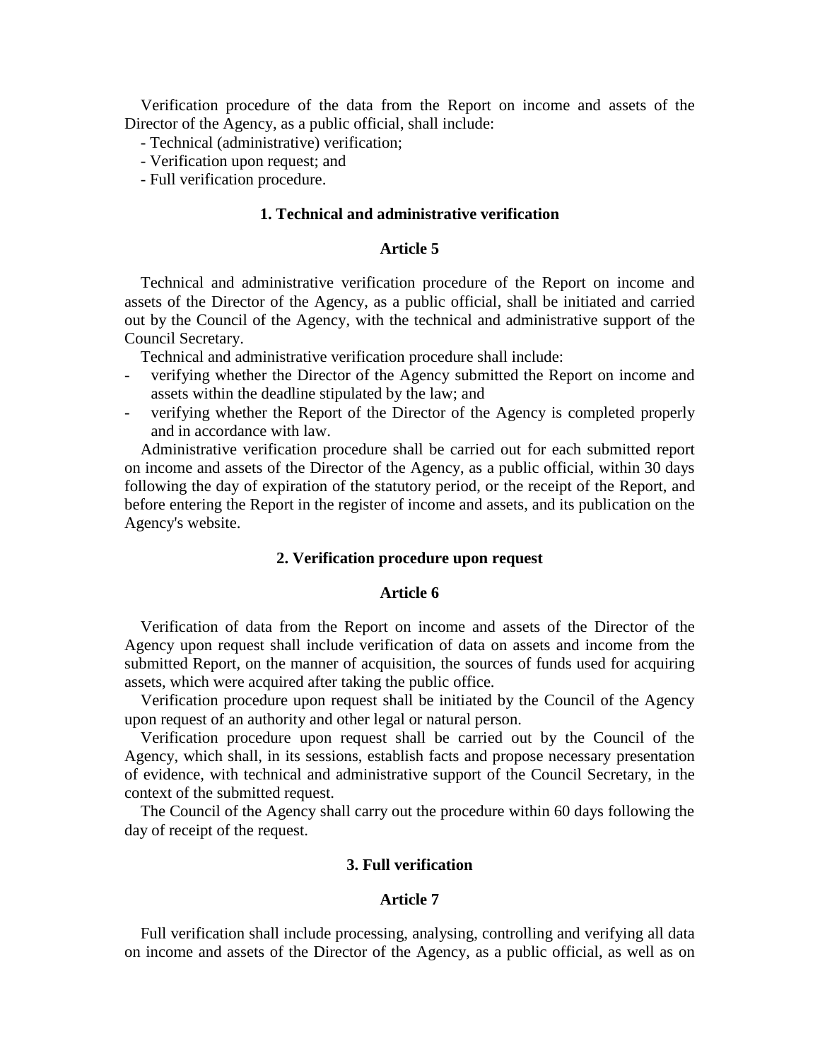Verification procedure of the data from the Report on income and assets of the Director of the Agency, as a public official, shall include:

- Technical (administrative) verification;
- Verification upon request; and
- Full verification procedure.

### 1. Technical and administrative verification

#### Article 5

Technical and administrative verification procedure of the Report on income and assets of the Director of the Agency, as a public official, shall be initiated and carried out by the Council of the Agency, with the technical and administrative support of the Council Secretary.

Technical and administrative verification procedure shall include:

- verifying whether the Director of the Agency submitted the Report on income and assets within the deadline stipulated by the law; and
- verifying whether the Report of the Director of the Agency is completed properly and in accordance with law.

Administrative verification procedure shall be carried out for each submitted report on income and assets of the Director of the Agency, as a public official, within 30 days following the day of expiration of the statutory period, or the receipt of the Report, and before entering the Report in the register of income and assets, and its publication on the Agency's website.

### 2. Verification procedure upon request

#### Article 6

Verification of data from the Report on income and assets of the Director of the Agency upon request shall include verification of data on assets and income from the submitted Report, on the manner of acquisition, the sources of funds used for acquiring assets, which were acquired after taking the public office.

Verification procedure upon request shall be initiated by the Council of the Agency upon request of an authority and other legal or natural person.

Verification procedure upon request shall be carried out by the Council of the Agency, which shall, in its sessions, establish facts and propose necessary presentation of evidence, with technical and administrative support of the Council Secretary, in the context of the submitted request.

The Council of the Agency shall carry out the procedure within 60 days following the day of receipt of the request.

### 3. Full verification

#### Article 7

Full verification shall include processing, analysing, controlling and verifying all data on income and assets of the Director of the Agency, as a public official, as well as on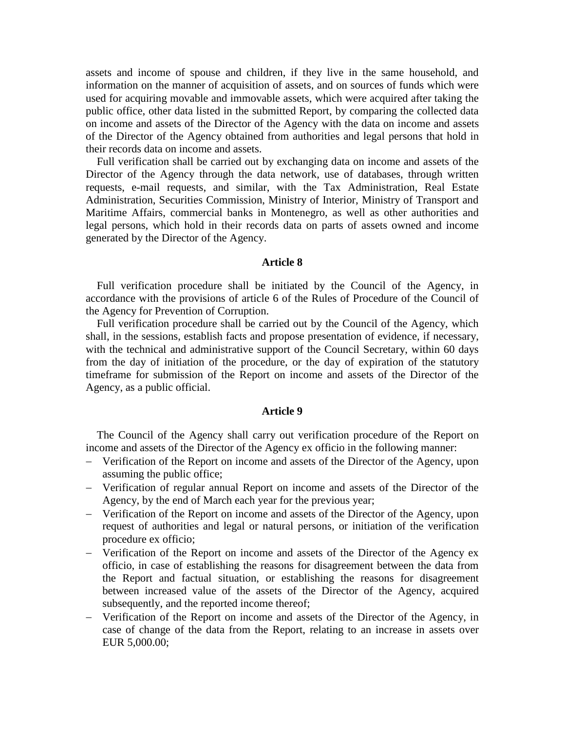assets and income of spouse and children, if they live in the same household, and information on the manner of acquisition of assets, and on sources of funds which were used for acquiring movable and immovable assets, which were acquired after taking the public office, other data listed in the submitted Report, by comparing the collected data on income and assets of the Director of the Agency with the data on income and assets of the Director of the Agency obtained from authorities and legal persons that hold in their records data on income and assets.

Full verification shall be carried out by exchanging data on income and assets of the Director of the Agency through the data network, use of databases, through written requests, e-mail requests, and similar, with the Tax Administration, Real Estate Administration, Securities Commission, Ministry of Interior, Ministry of Transport and Maritime Affairs, commercial banks in Montenegro, as well as other authorities and legal persons, which hold in their records data on parts of assets owned and income generated by the Director of the Agency.

**Article 8**

Full verification procedure shall be initiated by the Council of the Agency, in accordance with the provisions of article 6 of the Rules of Procedure of the Council of the Agency for Prevention of Corruption.

Full verification procedure shall be carried out by the Council of the Agency, which shall, in the sessions, establish facts and propose presentation of evidence, if necessary, with the technical and administrative support of the Council Secretary, within 60 days from the day of initiation of the procedure, or the day of expiration of the statutory timeframe for submission of the Report on income and assets of the Director of the Agency, as a public official.

**Article 9**

The Council of the Agency shall carry out verification procedure of the Report on income and assets of the Director of the Agency ex officio in the following manner:

- Verification of the Report on income and assets of the Director of the Agency, upon assuming the public office;
- Verification of regular annual Report on income and assets of the Director of the Agency, by the end of March each year for the previous year;
- Verification of the Report on income and assets of the Director of the Agency, upon request of authorities and legal or natural persons, or initiation of the verification procedure ex officio;
- Verification of the Report on income and assets of the Director of the Agency ex officio, in case of establishing the reasons for disagreement between the data from the Report and factual situation, or establishing the reasons for disagreement between increased value of the assets of the Director of the Agency, acquired subsequently, and the reported income thereof;
- Verification of the Report on income and assets of the Director of the Agency, in case of change of the data from the Report, relating to an increase in assets over EUR 5,000.00;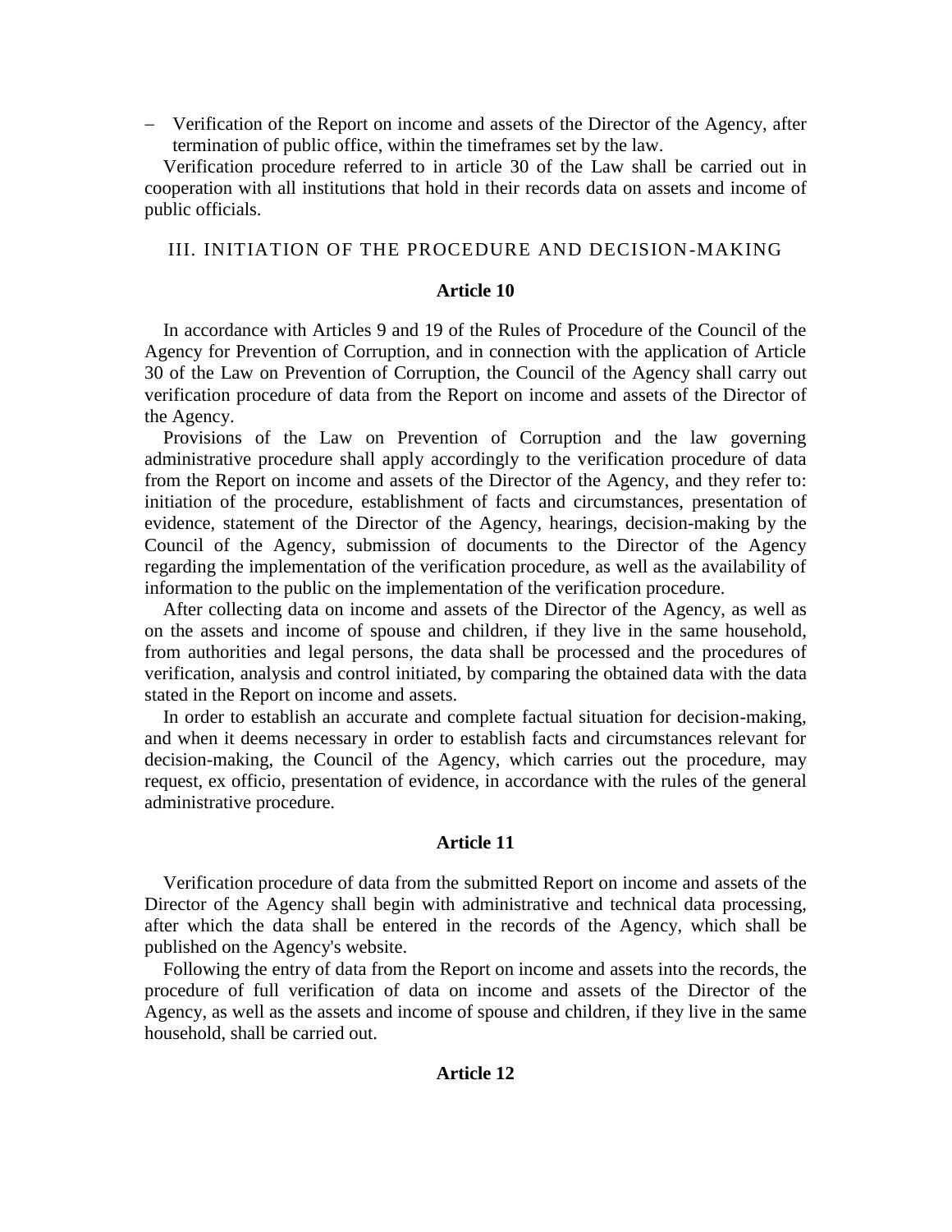- Verification of the Report on income and assets of the Director of the Agency, after termination of public office, within the timeframes set by the law.

Verification procedure referred to in article 30 of the Law shall be carried out in cooperation with all institutions that hold in their records data on assets and income of public officials.

## III. INITIATION OF THE PROCEDURE AND DECISION-MAKING

### Article 10

In accordance with Articles 9 and 19 of the Rules of Procedure of the Council of the Agency for Prevention of Corruption, and in connection with the application of Article 30 of the Law on Prevention of Corruption, the Council of the Agency shall carry out verification procedure of data from the Report on income and assets of the Director of the Agency.

Provisions of the Law on Prevention of Corruption and the law governing administrative procedure shall apply accordingly to the verification procedure of data from the Report on income and assets of the Director of the Agency, and they refer to: initiation of the procedure, establishment of facts and circumstances, presentation of evidence, statement of the Director of the Agency, hearings, decision-making by the Council of the Agency, submission of documents to the Director of the Agency regarding the implementation of the verification procedure, as well as the availability of information to the public on the implementation of the verification procedure.

After collecting data on income and assets of the Director of the Agency, as well as on the assets and income of spouse and children, if they live in the same household, from authorities and legal persons, the data shall be processed and the procedures of verification, analysis and control initiated, by comparing the obtained data with the data stated in the Report on income and assets.

In order to establish an accurate and complete factual situation for decision-making, and when it deems necessary in order to establish facts and circumstances relevant for decision-making, the Council of the Agency, which carries out the procedure, may request, ex officio, presentation of evidence, in accordance with the rules of the general administrative procedure.

### Article 11

Verification procedure of data from the submitted Report on income and assets of the Director of the Agency shall begin with administrative and technical data processing, after which the data shall be entered in the records of the Agency, which shall be published on the Agency's website.

Following the entry of data from the Report on income and assets into the records, the procedure of full verification of data on income and assets of the Director of the Agency, as well as the assets and income of spouse and children, if they live in the same household, shall be carried out.

### Article 12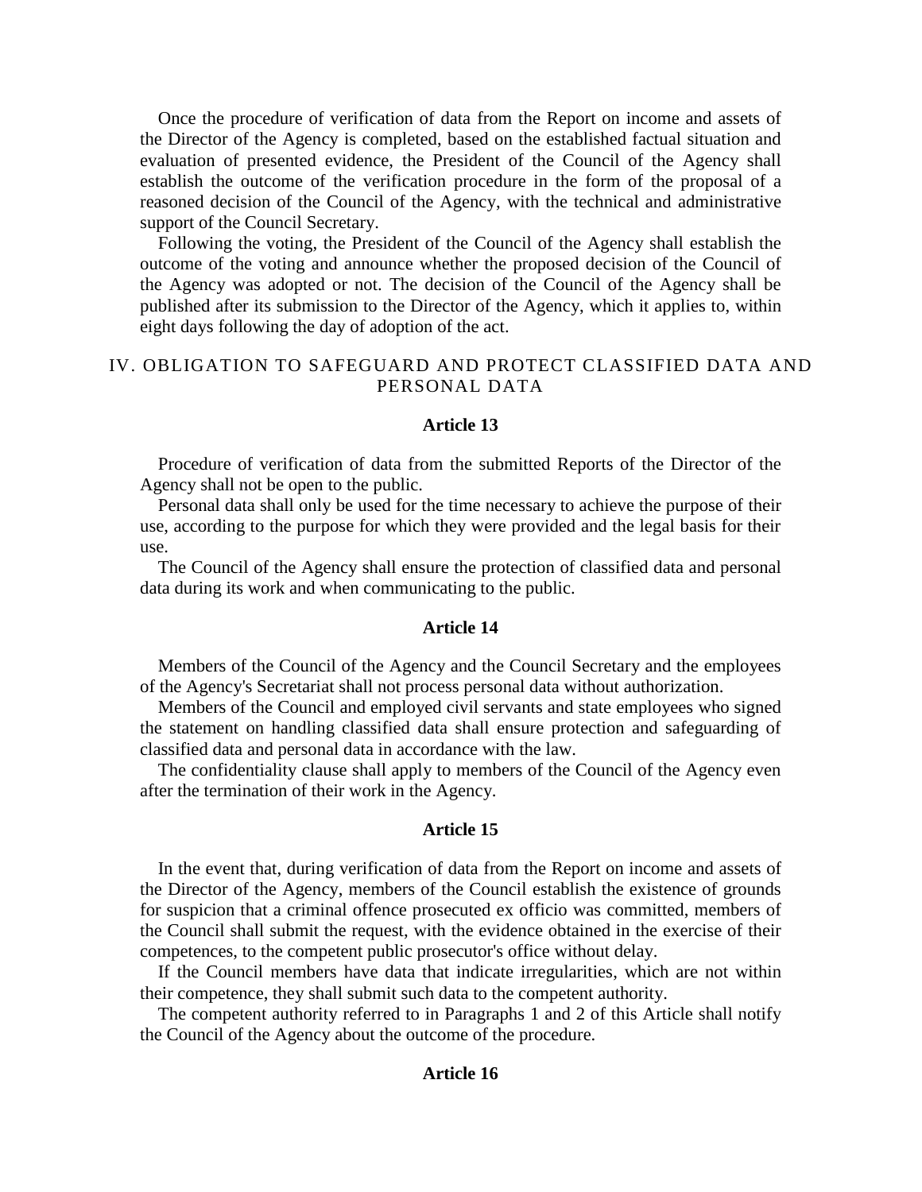Once the procedure of verification of data from the Report on income and assets of the Director of the Agency is completed, based on the established factual situation and evaluation of presented evidence, the President of the Council of the Agency shall establish the outcome of the verification procedure in the form of the proposal of a reasoned decision of the Council of the Agency, with the technical and administrative support of the Council Secretary.

Following the voting, the President of the Council of the Agency shall establish the outcome of the voting and announce whether the proposed decision of the Council of the Agency was adopted or not. The decision of the Council of the Agency shall be published after its submission to the Director of the Agency, which it applies to, within eight days following the day of adoption of the act.

## IV. OBLIGATION TO SAFEGUARD AND PROTECT CLASSIFIED DATA AND PERSONAL DATA

**Article 13**

Procedure of verification of data from the submitted Reports of the Director of the Agency shall not be open to the public.

Personal data shall only be used for the time necessary to achieve the purpose of their use, according to the purpose for which they were provided and the legal basis for their use.

The Council of the Agency shall ensure the protection of classified data and personal data during its work and when communicating to the public.

**Article 14**

Members of the Council of the Agency and the Council Secretary and the employees of the Agency's Secretariat shall not process personal data without authorization.

Members of the Council and employed civil servants and state employees who signed the statement on handling classified data shall ensure protection and safeguarding of classified data and personal data in accordance with the law.

The confidentiality clause shall apply to members of the Council of the Agency even after the termination of their work in the Agency.

**Article 15**

In the event that, during verification of data from the Report on income and assets of the Director of the Agency, members of the Council establish the existence of grounds for suspicion that a criminal offence prosecuted ex officio was committed, members of the Council shall submit the request, with the evidence obtained in the exercise of their competences, to the competent public prosecutor's office without delay.

If the Council members have data that indicate irregularities, which are not within their competence, they shall submit such data to the competent authority.

The competent authority referred to in Paragraphs 1 and 2 of this Article shall notify the Council of the Agency about the outcome of the procedure.

**Article 16**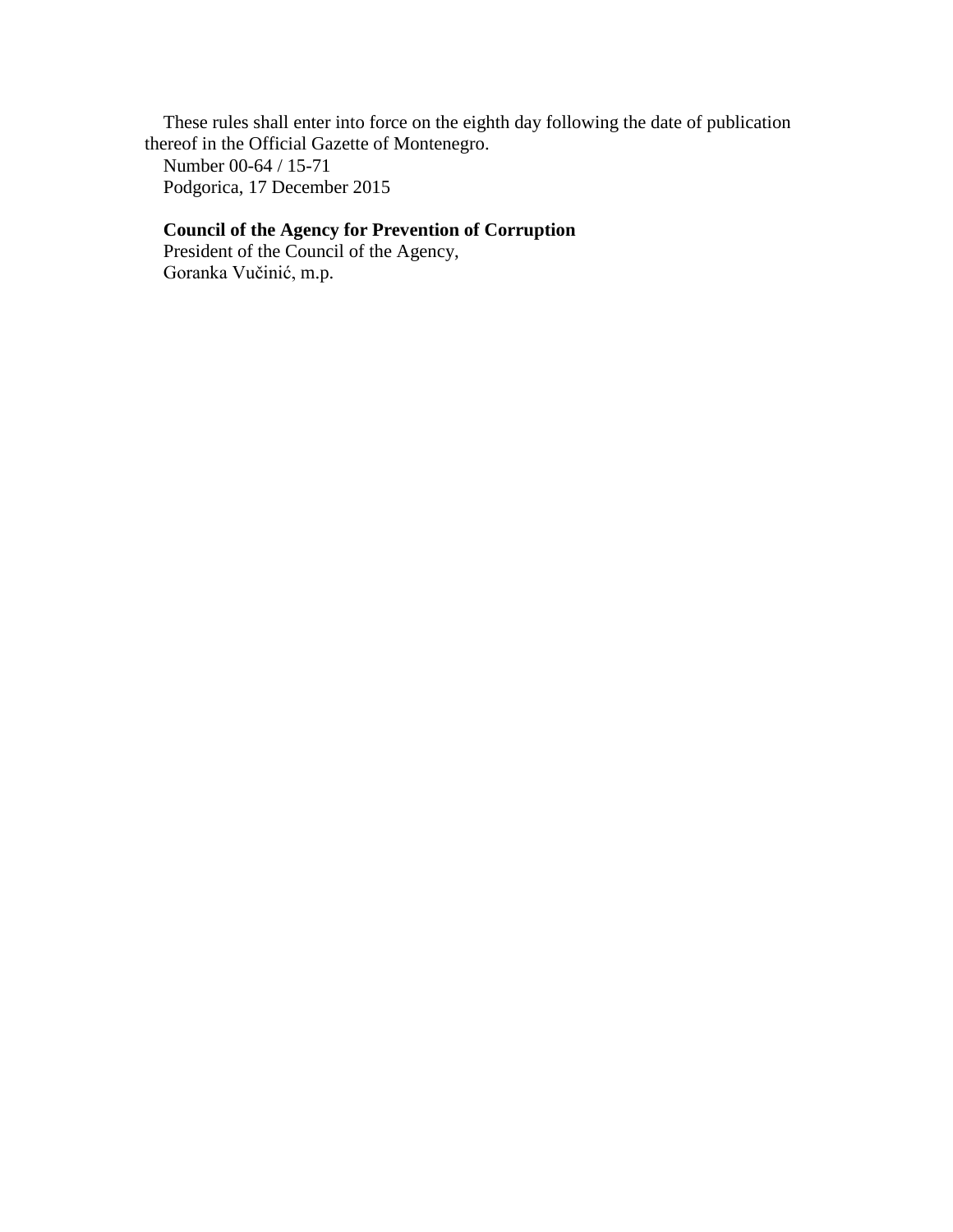These rules shall enter into force on the eighth day following the date of publication thereof in the Official Gazette of Montenegro.

Number 00-64 / 15-71

Podgorica, 17 December 2015

**Council of the Agency for Prevention of Corruption**

President of the Council of the Agency,

Goranka Vučinić, m.p.